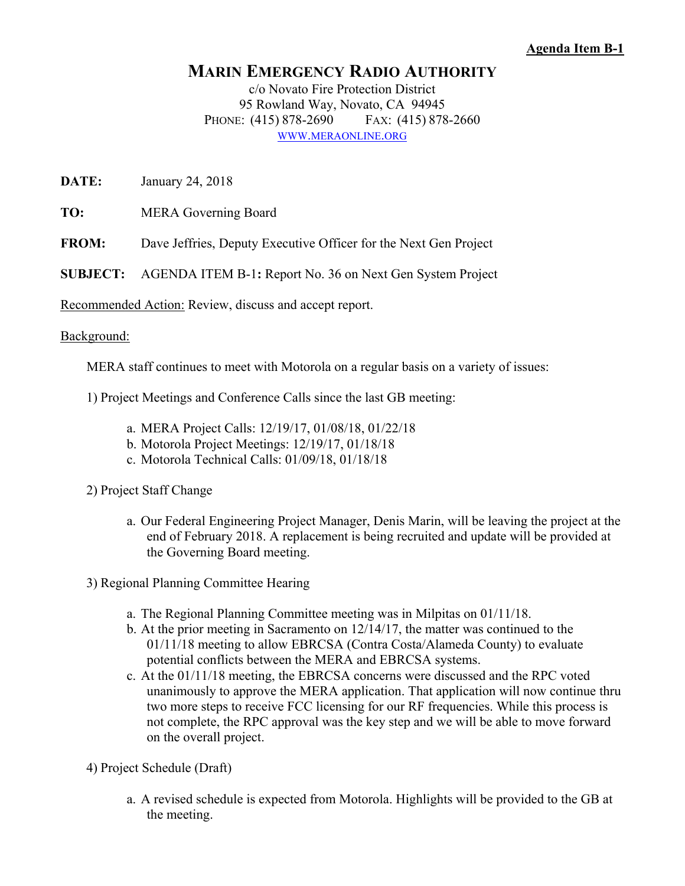**Agenda Item B-1**

# MARIN EMERGENCY RADIO AUTHORITY

c/o Novato Fire Protection District
95 Rowland Way, Novato, CA 94945
PHONE: (415) 878-2690 FAX: (415) 878-2660
WWW.MERAONLINE.ORG

**DATE:** January 24, 2018

**TO:** MERA Governing Board

**FROM:** Dave Jeffries, Deputy Executive Officer for the Next Gen Project

**SUBJECT:** AGENDA ITEM B-1**:** Report No. 36 on Next Gen System Project

Recommended Action: Review, discuss and accept report.

Background:

MERA staff continues to meet with Motorola on a regular basis on a variety of issues:

1) Project Meetings and Conference Calls since the last GB meeting:

a. MERA Project Calls: 12/19/17, 01/08/18, 01/22/18
b. Motorola Project Meetings: 12/19/17, 01/18/18
c. Motorola Technical Calls: 01/09/18, 01/18/18

2) Project Staff Change

a. Our Federal Engineering Project Manager, Denis Marin, will be leaving the project at the end of February 2018. A replacement is being recruited and update will be provided at the Governing Board meeting.

3) Regional Planning Committee Hearing

a. The Regional Planning Committee meeting was in Milpitas on 01/11/18.
b. At the prior meeting in Sacramento on 12/14/17, the matter was continued to the 01/11/18 meeting to allow EBRCSA (Contra Costa/Alameda County) to evaluate potential conflicts between the MERA and EBRCSA systems.
c. At the 01/11/18 meeting, the EBRCSA concerns were discussed and the RPC voted unanimously to approve the MERA application. That application will now continue thru two more steps to receive FCC licensing for our RF frequencies. While this process is not complete, the RPC approval was the key step and we will be able to move forward on the overall project.

4) Project Schedule (Draft)

a. A revised schedule is expected from Motorola. Highlights will be provided to the GB at the meeting.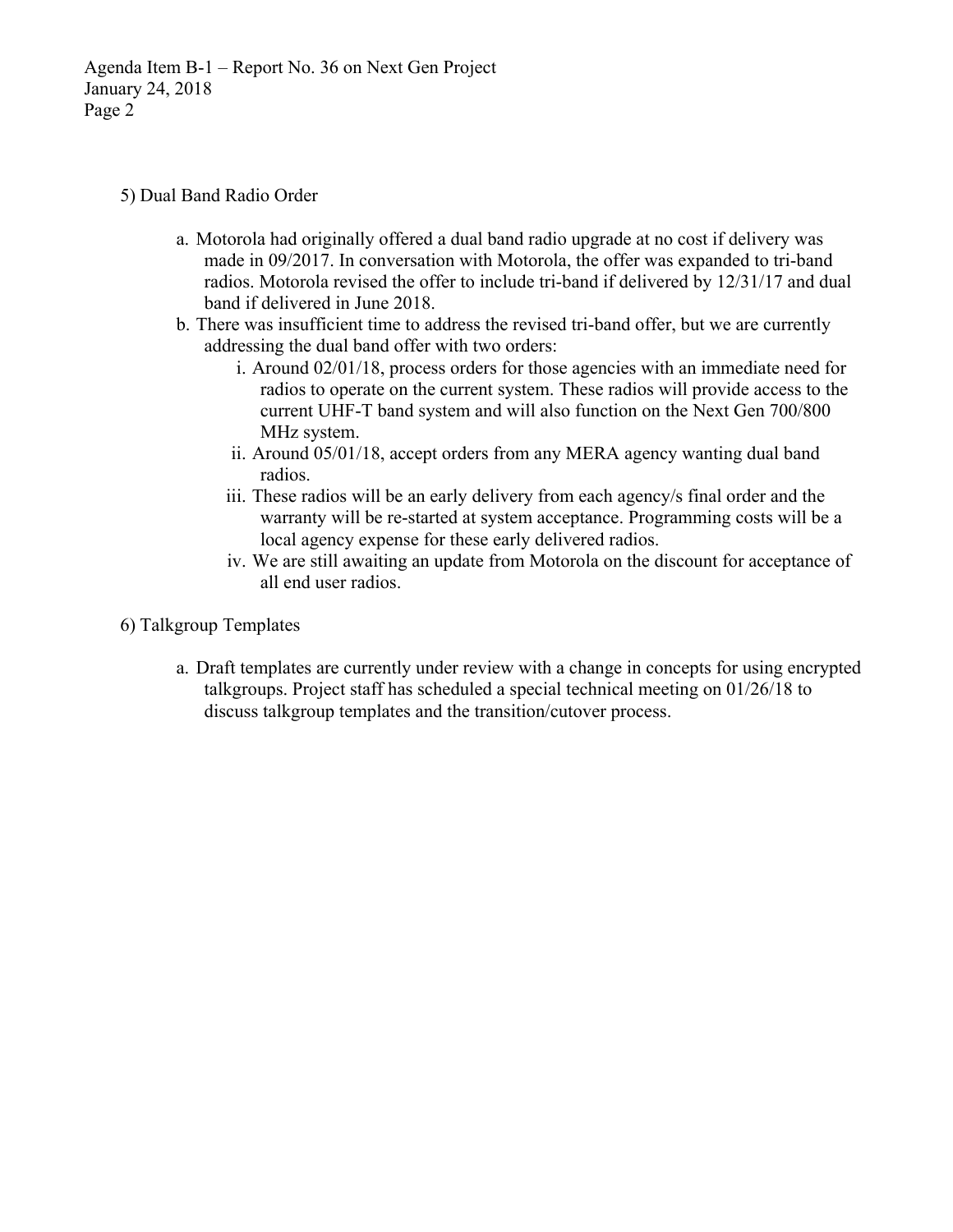5) Dual Band Radio Order

a. Motorola had originally offered a dual band radio upgrade at no cost if delivery was made in 09/2017. In conversation with Motorola, the offer was expanded to tri-band radios. Motorola revised the offer to include tri-band if delivered by 12/31/17 and dual band if delivered in June 2018.

b. There was insufficient time to address the revised tri-band offer, but we are currently addressing the dual band offer with two orders:

   i. Around 02/01/18, process orders for those agencies with an immediate need for radios to operate on the current system. These radios will provide access to the current UHF-T band system and will also function on the Next Gen 700/800 MHz system.

   ii. Around 05/01/18, accept orders from any MERA agency wanting dual band radios.

   iii. These radios will be an early delivery from each agency/s final order and the warranty will be re-started at system acceptance. Programming costs will be a local agency expense for these early delivered radios.

   iv. We are still awaiting an update from Motorola on the discount for acceptance of all end user radios.

6) Talkgroup Templates

a. Draft templates are currently under review with a change in concepts for using encrypted talkgroups. Project staff has scheduled a special technical meeting on 01/26/18 to discuss talkgroup templates and the transition/cutover process.